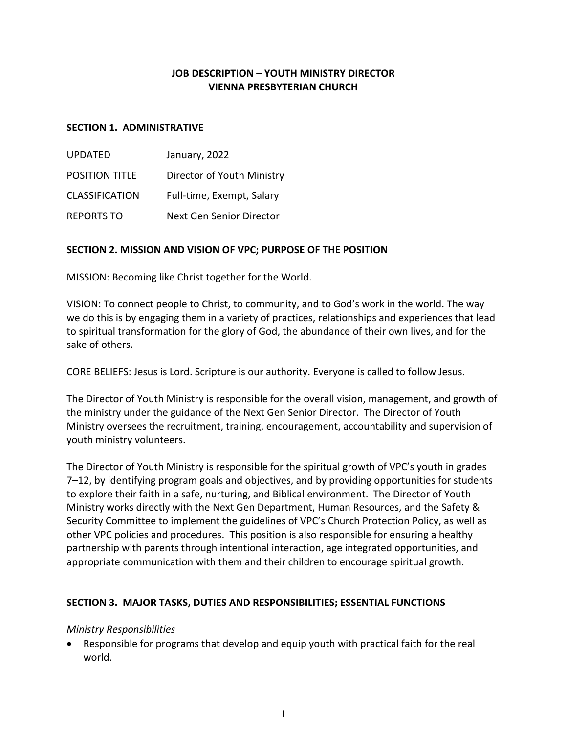# JOB DESCRIPTION – YOUTH MINISTRY DIRECTOR
# VIENNA PRESBYTERIAN CHURCH

## SECTION 1. ADMINISTRATIVE

| | |
|---|---|
| UPDATED | January, 2022 |
| POSITION TITLE | Director of Youth Ministry |
| CLASSIFICATION | Full-time, Exempt, Salary |
| REPORTS TO | Next Gen Senior Director |

## SECTION 2. MISSION AND VISION OF VPC; PURPOSE OF THE POSITION

MISSION: Becoming like Christ together for the World.

VISION: To connect people to Christ, to community, and to God's work in the world. The way we do this is by engaging them in a variety of practices, relationships and experiences that lead to spiritual transformation for the glory of God, the abundance of their own lives, and for the sake of others.

CORE BELIEFS: Jesus is Lord. Scripture is our authority. Everyone is called to follow Jesus.

The Director of Youth Ministry is responsible for the overall vision, management, and growth of the ministry under the guidance of the Next Gen Senior Director. The Director of Youth Ministry oversees the recruitment, training, encouragement, accountability and supervision of youth ministry volunteers.

The Director of Youth Ministry is responsible for the spiritual growth of VPC's youth in grades 7–12, by identifying program goals and objectives, and by providing opportunities for students to explore their faith in a safe, nurturing, and Biblical environment. The Director of Youth Ministry works directly with the Next Gen Department, Human Resources, and the Safety & Security Committee to implement the guidelines of VPC's Church Protection Policy, as well as other VPC policies and procedures. This position is also responsible for ensuring a healthy partnership with parents through intentional interaction, age integrated opportunities, and appropriate communication with them and their children to encourage spiritual growth.

## SECTION 3. MAJOR TASKS, DUTIES AND RESPONSIBILITIES; ESSENTIAL FUNCTIONS

*Ministry Responsibilities*

- Responsible for programs that develop and equip youth with practical faith for the real world.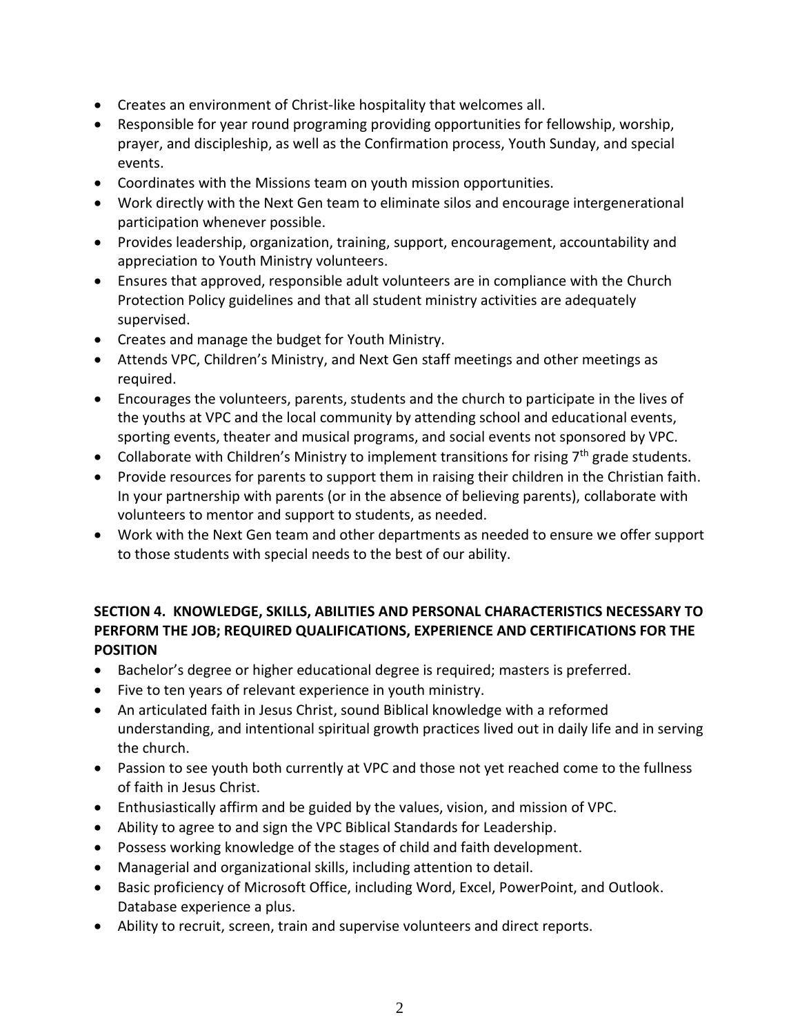- Creates an environment of Christ-like hospitality that welcomes all.
- Responsible for year round programing providing opportunities for fellowship, worship, prayer, and discipleship, as well as the Confirmation process, Youth Sunday, and special events.
- Coordinates with the Missions team on youth mission opportunities.
- Work directly with the Next Gen team to eliminate silos and encourage intergenerational participation whenever possible.
- Provides leadership, organization, training, support, encouragement, accountability and appreciation to Youth Ministry volunteers.
- Ensures that approved, responsible adult volunteers are in compliance with the Church Protection Policy guidelines and that all student ministry activities are adequately supervised.
- Creates and manage the budget for Youth Ministry.
- Attends VPC, Children's Ministry, and Next Gen staff meetings and other meetings as required.
- Encourages the volunteers, parents, students and the church to participate in the lives of the youths at VPC and the local community by attending school and educational events, sporting events, theater and musical programs, and social events not sponsored by VPC.
- Collaborate with Children's Ministry to implement transitions for rising 7th grade students.
- Provide resources for parents to support them in raising their children in the Christian faith. In your partnership with parents (or in the absence of believing parents), collaborate with volunteers to mentor and support to students, as needed.
- Work with the Next Gen team and other departments as needed to ensure we offer support to those students with special needs to the best of our ability.

**SECTION 4. KNOWLEDGE, SKILLS, ABILITIES AND PERSONAL CHARACTERISTICS NECESSARY TO PERFORM THE JOB; REQUIRED QUALIFICATIONS, EXPERIENCE AND CERTIFICATIONS FOR THE POSITION**

- Bachelor's degree or higher educational degree is required; masters is preferred.
- Five to ten years of relevant experience in youth ministry.
- An articulated faith in Jesus Christ, sound Biblical knowledge with a reformed understanding, and intentional spiritual growth practices lived out in daily life and in serving the church.
- Passion to see youth both currently at VPC and those not yet reached come to the fullness of faith in Jesus Christ.
- Enthusiastically affirm and be guided by the values, vision, and mission of VPC.
- Ability to agree to and sign the VPC Biblical Standards for Leadership.
- Possess working knowledge of the stages of child and faith development.
- Managerial and organizational skills, including attention to detail.
- Basic proficiency of Microsoft Office, including Word, Excel, PowerPoint, and Outlook. Database experience a plus.
- Ability to recruit, screen, train and supervise volunteers and direct reports.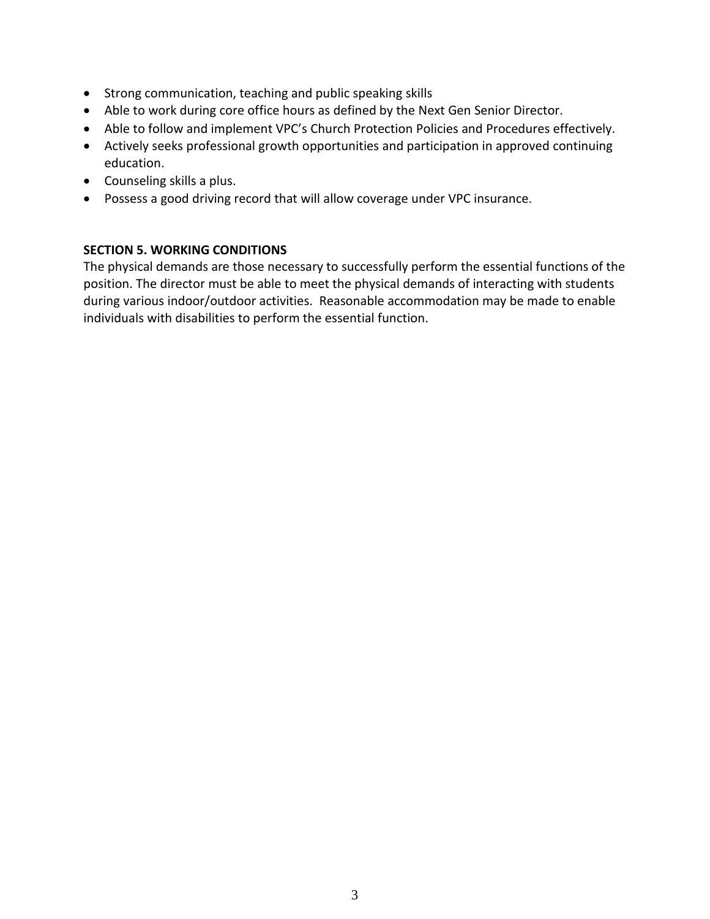- Strong communication, teaching and public speaking skills
- Able to work during core office hours as defined by the Next Gen Senior Director.
- Able to follow and implement VPC's Church Protection Policies and Procedures effectively.
- Actively seeks professional growth opportunities and participation in approved continuing education.
- Counseling skills a plus.
- Possess a good driving record that will allow coverage under VPC insurance.

**SECTION 5. WORKING CONDITIONS**

The physical demands are those necessary to successfully perform the essential functions of the position. The director must be able to meet the physical demands of interacting with students during various indoor/outdoor activities. Reasonable accommodation may be made to enable individuals with disabilities to perform the essential function.